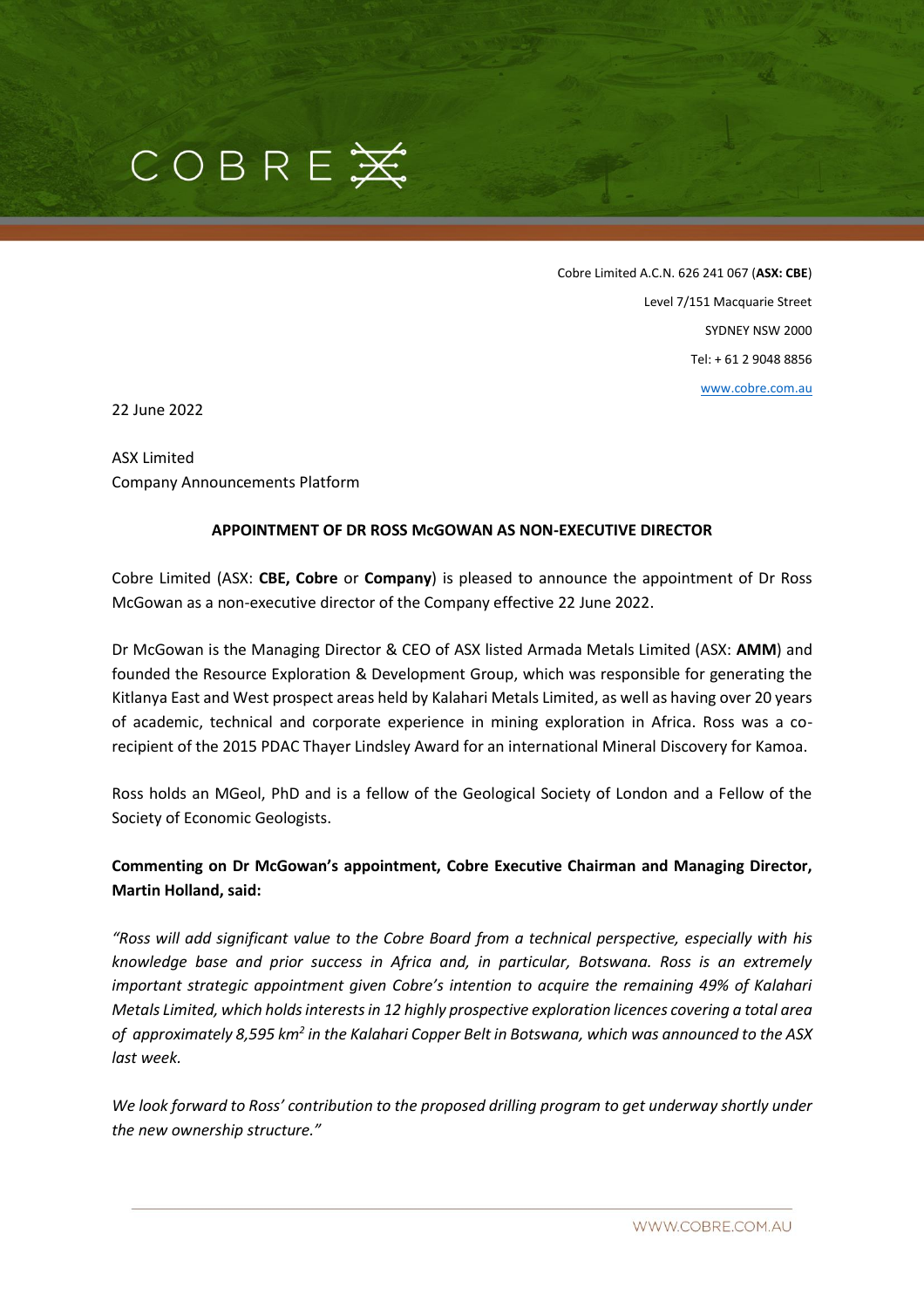Cobre Limited A.C.N. 626 241 067 (**ASX: CBE**)
Level 7/151 Macquarie Street
SYDNEY NSW 2000
Tel: + 61 2 9048 8856
www.cobre.com.au

22 June 2022

ASX Limited
Company Announcements Platform

**APPOINTMENT OF DR ROSS McGOWAN AS NON-EXECUTIVE DIRECTOR**

Cobre Limited (ASX: **CBE, Cobre** or **Company**) is pleased to announce the appointment of Dr Ross McGowan as a non-executive director of the Company effective 22 June 2022.

Dr McGowan is the Managing Director & CEO of ASX listed Armada Metals Limited (ASX: **AMM**) and founded the Resource Exploration & Development Group, which was responsible for generating the Kitlanya East and West prospect areas held by Kalahari Metals Limited, as well as having over 20 years of academic, technical and corporate experience in mining exploration in Africa. Ross was a co-recipient of the 2015 PDAC Thayer Lindsley Award for an international Mineral Discovery for Kamoa.

Ross holds an MGeol, PhD and is a fellow of the Geological Society of London and a Fellow of the Society of Economic Geologists.

**Commenting on Dr McGowan's appointment, Cobre Executive Chairman and Managing Director, Martin Holland, said:**

*"Ross will add significant value to the Cobre Board from a technical perspective, especially with his knowledge base and prior success in Africa and, in particular, Botswana. Ross is an extremely important strategic appointment given Cobre's intention to acquire the remaining 49% of Kalahari Metals Limited, which holds interests in 12 highly prospective exploration licences covering a total area of approximately 8,595 km$^2$ in the Kalahari Copper Belt in Botswana, which was announced to the ASX last week.*

*We look forward to Ross' contribution to the proposed drilling program to get underway shortly under the new ownership structure."*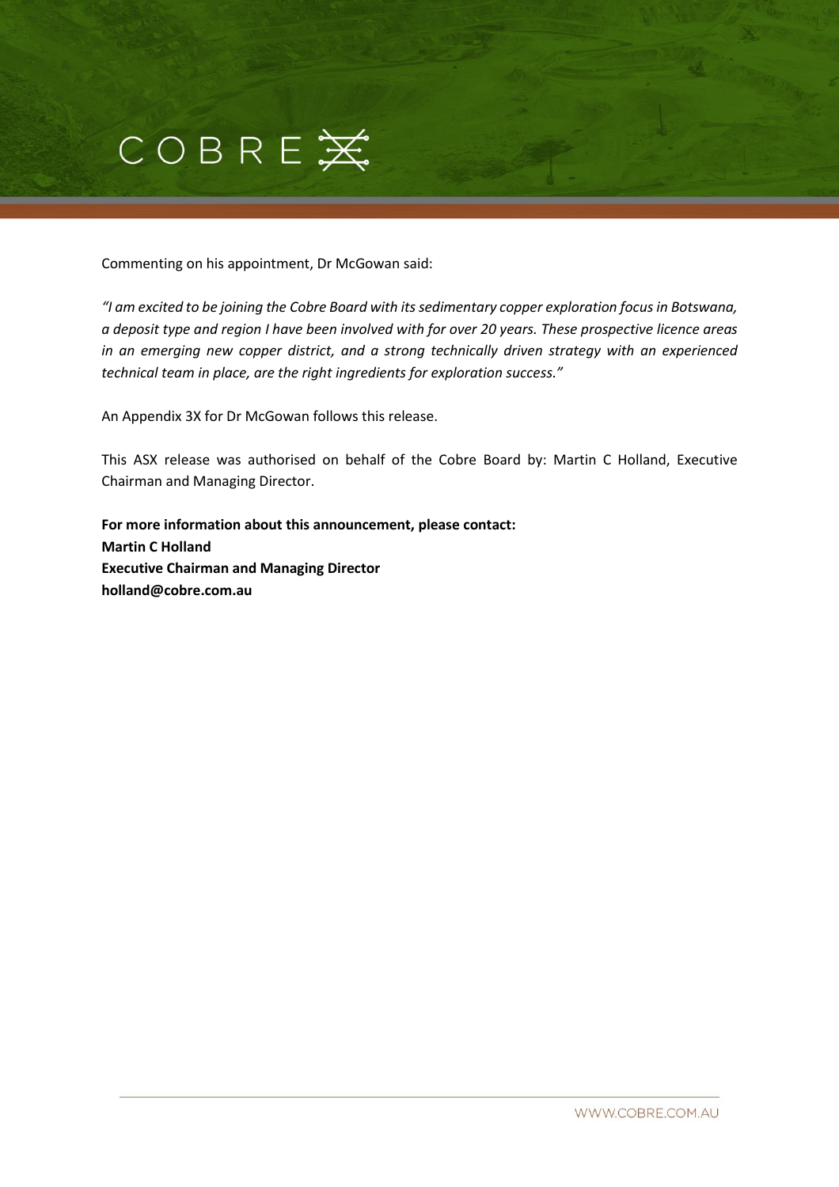Commenting on his appointment, Dr McGowan said:

*"I am excited to be joining the Cobre Board with its sedimentary copper exploration focus in Botswana, a deposit type and region I have been involved with for over 20 years. These prospective licence areas in an emerging new copper district, and a strong technically driven strategy with an experienced technical team in place, are the right ingredients for exploration success."*

An Appendix 3X for Dr McGowan follows this release.

This ASX release was authorised on behalf of the Cobre Board by: Martin C Holland, Executive Chairman and Managing Director.

**For more information about this announcement, please contact:**
**Martin C Holland**
**Executive Chairman and Managing Director**
**holland@cobre.com.au**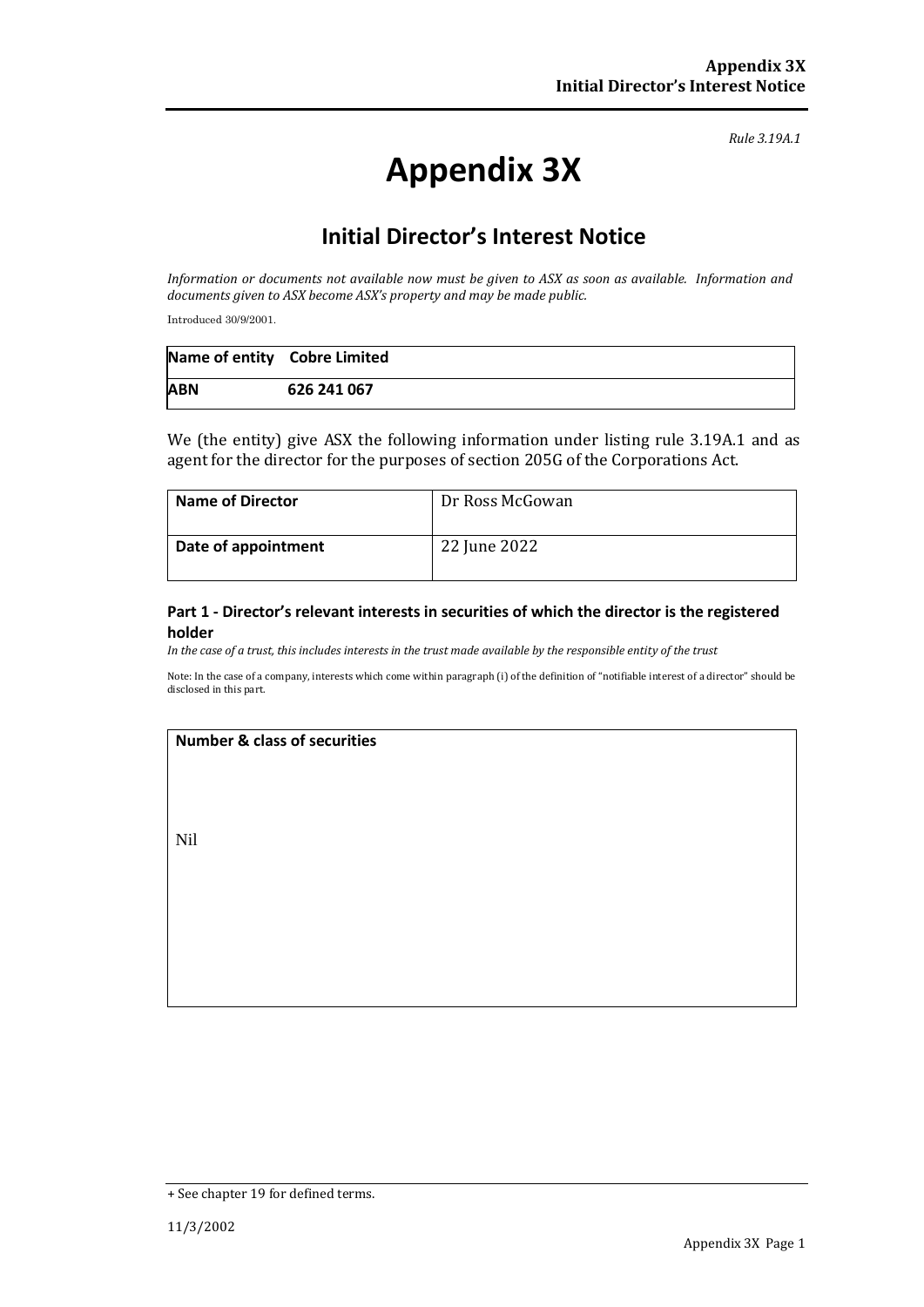*Rule 3.19A.1*

# Appendix 3X

## Initial Director's Interest Notice

*Information or documents not available now must be given to ASX as soon as available. Information and documents given to ASX become ASX's property and may be made public.*

Introduced 30/9/2001.

| **Name of entity** | **Cobre Limited** |
|---|---|
| **ABN** | **626 241 067** |

We (the entity) give ASX the following information under listing rule 3.19A.1 and as agent for the director for the purposes of section 205G of the Corporations Act.

| **Name of Director** | Dr Ross McGowan |
|---|---|
| **Date of appointment** | 22 June 2022 |

### Part 1 - Director's relevant interests in securities of which the director is the registered holder

*In the case of a trust, this includes interests in the trust made available by the responsible entity of the trust*

Note: In the case of a company, interests which come within paragraph (i) of the definition of "notifiable interest of a director" should be disclosed in this part.

| **Number & class of securities** |
|---|
| Nil |

+ See chapter 19 for defined terms.

11/3/2002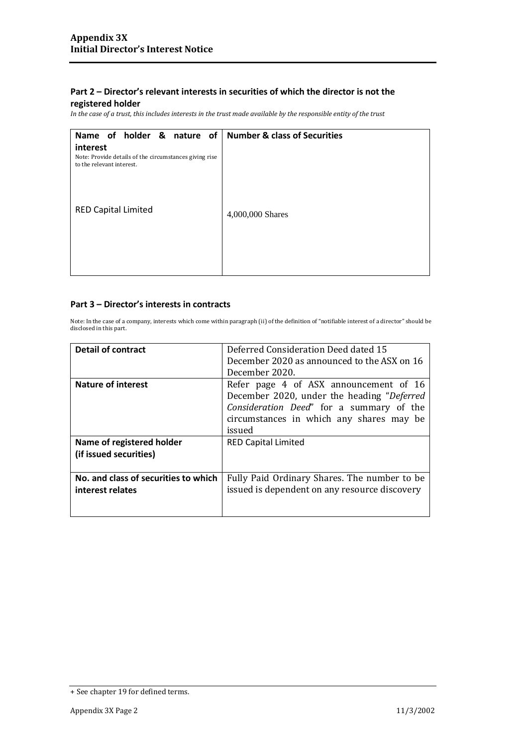## Part 2 – Director's relevant interests in securities of which the director is not the registered holder

*In the case of a trust, this includes interests in the trust made available by the responsible entity of the trust*

| Name of holder & nature of interest<br>Note: Provide details of the circumstances giving rise to the relevant interest. | Number & class of Securities |
|---|---|
| RED Capital Limited | 4,000,000 Shares |

## Part 3 – Director's interests in contracts

Note: In the case of a company, interests which come within paragraph (ii) of the definition of "notifiable interest of a director" should be disclosed in this part.

| | |
|---|---|
| **Detail of contract** | Deferred Consideration Deed dated 15 December 2020 as announced to the ASX on 16 December 2020. |
| **Nature of interest** | Refer page 4 of ASX announcement of 16 December 2020, under the heading "*Deferred Consideration Deed*" for a summary of the circumstances in which any shares may be issued |
| **Name of registered holder (if issued securities)** | RED Capital Limited |
| **No. and class of securities to which interest relates** | Fully Paid Ordinary Shares. The number to be issued is dependent on any resource discovery |

+ See chapter 19 for defined terms.